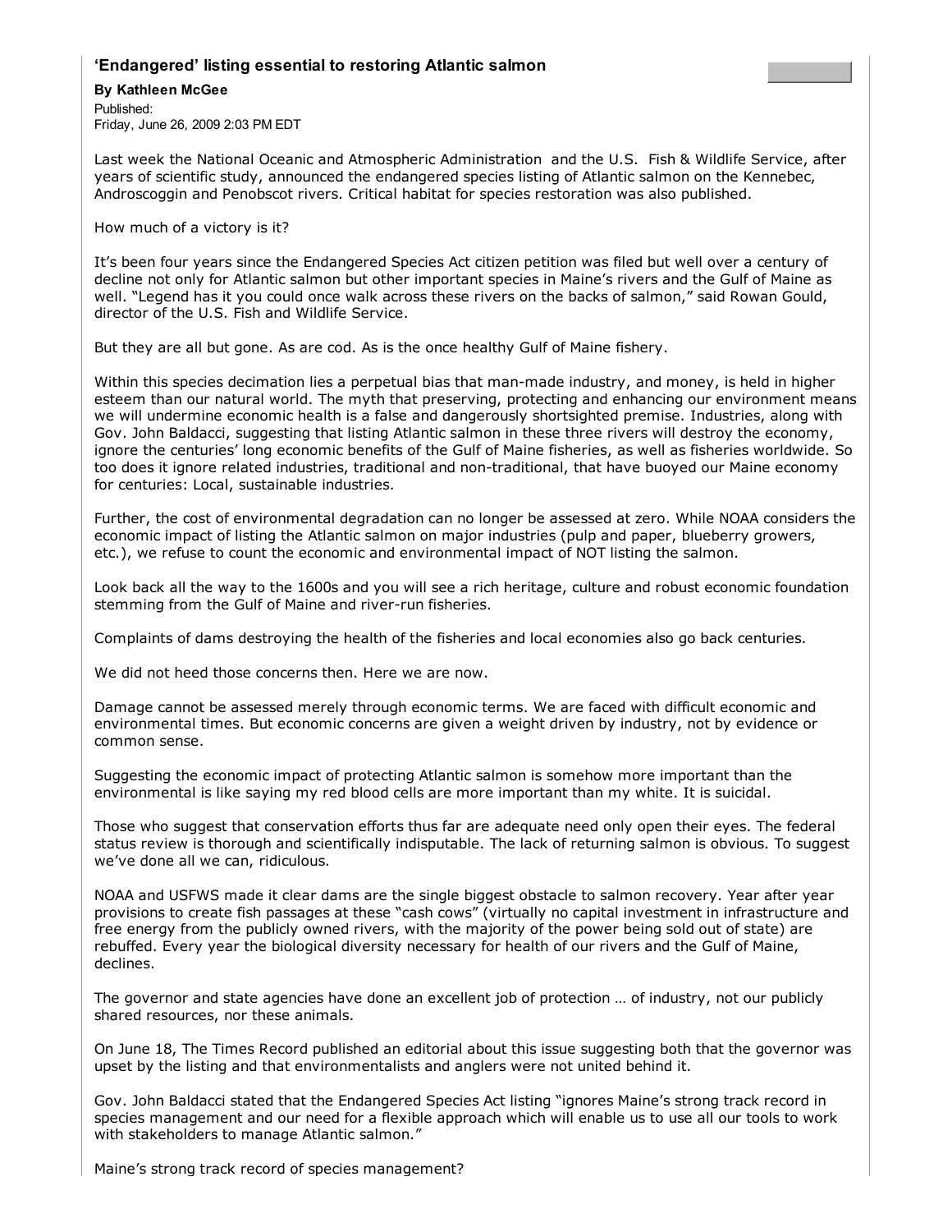# ‘Endangered’ listing essential to restoring Atlantic salmon

**By Kathleen McGee**

Published:
Friday, June 26, 2009 2:03 PM EDT

Last week the National Oceanic and Atmospheric Administration and the U.S. Fish & Wildlife Service, after years of scientific study, announced the endangered species listing of Atlantic salmon on the Kennebec, Androscoggin and Penobscot rivers. Critical habitat for species restoration was also published.

How much of a victory is it?

It’s been four years since the Endangered Species Act citizen petition was filed but well over a century of decline not only for Atlantic salmon but other important species in Maine’s rivers and the Gulf of Maine as well. “Legend has it you could once walk across these rivers on the backs of salmon,” said Rowan Gould, director of the U.S. Fish and Wildlife Service.

But they are all but gone. As are cod. As is the once healthy Gulf of Maine fishery.

Within this species decimation lies a perpetual bias that man-made industry, and money, is held in higher esteem than our natural world. The myth that preserving, protecting and enhancing our environment means we will undermine economic health is a false and dangerously shortsighted premise. Industries, along with Gov. John Baldacci, suggesting that listing Atlantic salmon in these three rivers will destroy the economy, ignore the centuries’ long economic benefits of the Gulf of Maine fisheries, as well as fisheries worldwide. So too does it ignore related industries, traditional and non-traditional, that have buoyed our Maine economy for centuries: Local, sustainable industries.

Further, the cost of environmental degradation can no longer be assessed at zero. While NOAA considers the economic impact of listing the Atlantic salmon on major industries (pulp and paper, blueberry growers, etc.), we refuse to count the economic and environmental impact of NOT listing the salmon.

Look back all the way to the 1600s and you will see a rich heritage, culture and robust economic foundation stemming from the Gulf of Maine and river-run fisheries.

Complaints of dams destroying the health of the fisheries and local economies also go back centuries.

We did not heed those concerns then. Here we are now.

Damage cannot be assessed merely through economic terms. We are faced with difficult economic and environmental times. But economic concerns are given a weight driven by industry, not by evidence or common sense.

Suggesting the economic impact of protecting Atlantic salmon is somehow more important than the environmental is like saying my red blood cells are more important than my white. It is suicidal.

Those who suggest that conservation efforts thus far are adequate need only open their eyes. The federal status review is thorough and scientifically indisputable. The lack of returning salmon is obvious. To suggest we’ve done all we can, ridiculous.

NOAA and USFWS made it clear dams are the single biggest obstacle to salmon recovery. Year after year provisions to create fish passages at these “cash cows” (virtually no capital investment in infrastructure and free energy from the publicly owned rivers, with the majority of the power being sold out of state) are rebuffed. Every year the biological diversity necessary for health of our rivers and the Gulf of Maine, declines.

The governor and state agencies have done an excellent job of protection … of industry, not our publicly shared resources, nor these animals.

On June 18, The Times Record published an editorial about this issue suggesting both that the governor was upset by the listing and that environmentalists and anglers were not united behind it.

Gov. John Baldacci stated that the Endangered Species Act listing “ignores Maine’s strong track record in species management and our need for a flexible approach which will enable us to use all our tools to work with stakeholders to manage Atlantic salmon.”

Maine’s strong track record of species management?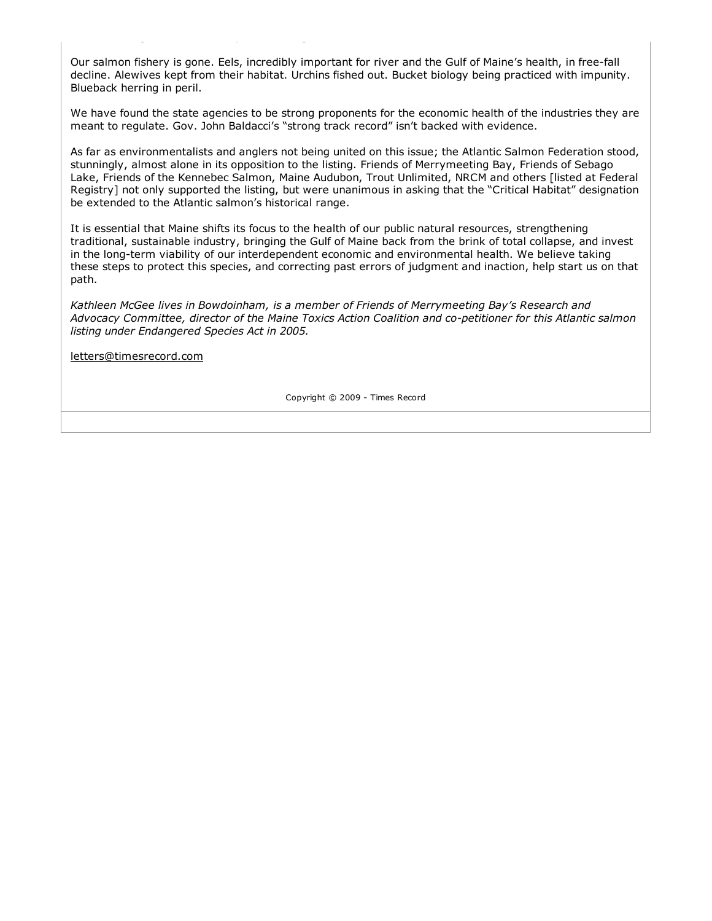Our salmon fishery is gone. Eels, incredibly important for river and the Gulf of Maine's health, in free-fall decline. Alewives kept from their habitat. Urchins fished out. Bucket biology being practiced with impunity. Blueback herring in peril.

We have found the state agencies to be strong proponents for the economic health of the industries they are meant to regulate. Gov. John Baldacci's "strong track record" isn't backed with evidence.

As far as environmentalists and anglers not being united on this issue; the Atlantic Salmon Federation stood, stunningly, almost alone in its opposition to the listing. Friends of Merrymeeting Bay, Friends of Sebago Lake, Friends of the Kennebec Salmon, Maine Audubon, Trout Unlimited, NRCM and others [listed at Federal Registry] not only supported the listing, but were unanimous in asking that the "Critical Habitat" designation be extended to the Atlantic salmon's historical range.

It is essential that Maine shifts its focus to the health of our public natural resources, strengthening traditional, sustainable industry, bringing the Gulf of Maine back from the brink of total collapse, and invest in the long-term viability of our interdependent economic and environmental health. We believe taking these steps to protect this species, and correcting past errors of judgment and inaction, help start us on that path.

*Kathleen McGee lives in Bowdoinham, is a member of Friends of Merrymeeting Bay's Research and Advocacy Committee, director of the Maine Toxics Action Coalition and co-petitioner for this Atlantic salmon listing under Endangered Species Act in 2005.*

letters@timesrecord.com

Copyright © 2009 - Times Record